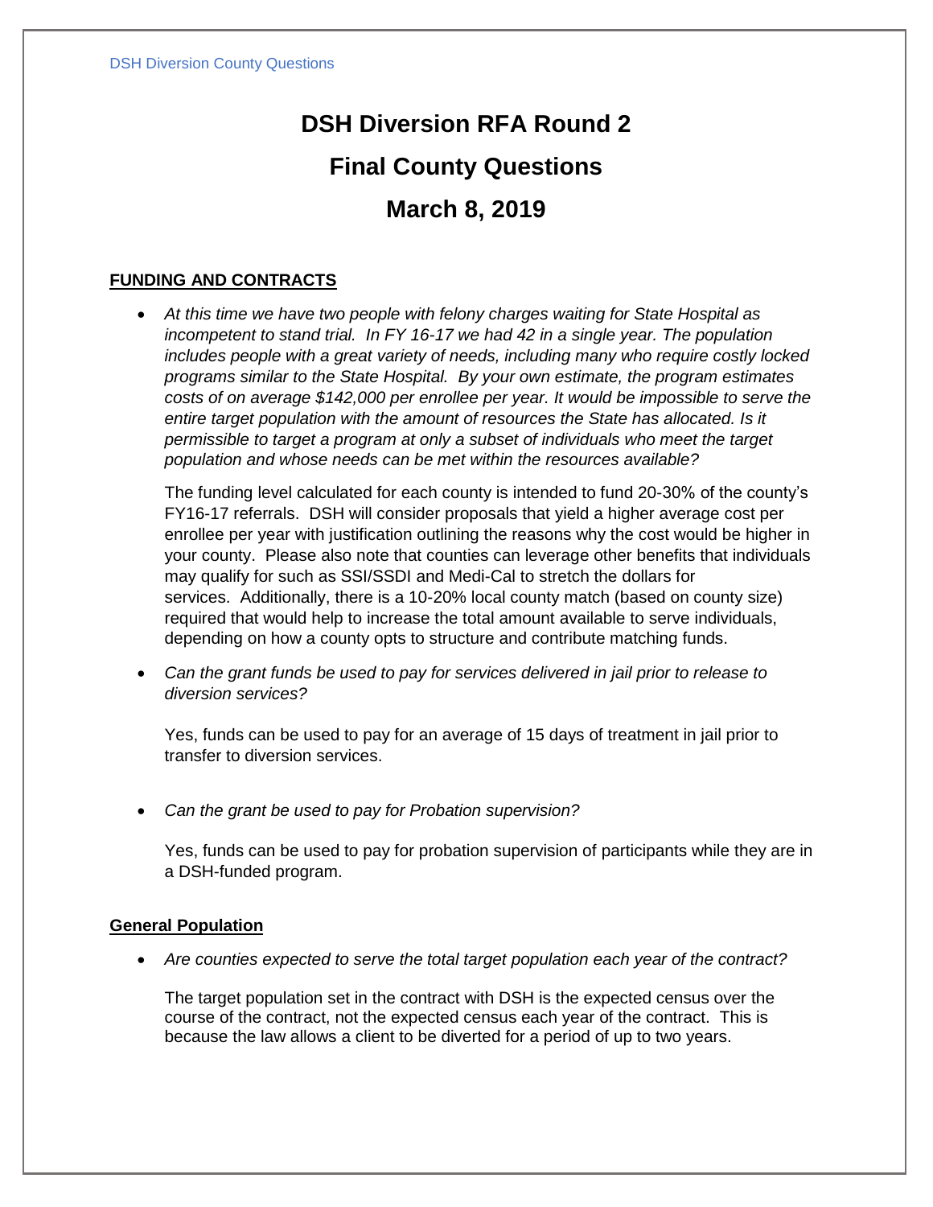# DSH Diversion RFA Round 2

# Final County Questions

# March 8, 2019

## FUNDING AND CONTRACTS

- *At this time we have two people with felony charges waiting for State Hospital as incompetent to stand trial. In FY 16-17 we had 42 in a single year. The population includes people with a great variety of needs, including many who require costly locked programs similar to the State Hospital. By your own estimate, the program estimates costs of on average $142,000 per enrollee per year. It would be impossible to serve the entire target population with the amount of resources the State has allocated. Is it permissible to target a program at only a subset of individuals who meet the target population and whose needs can be met within the resources available?*

  The funding level calculated for each county is intended to fund 20-30% of the county's FY16-17 referrals. DSH will consider proposals that yield a higher average cost per enrollee per year with justification outlining the reasons why the cost would be higher in your county. Please also note that counties can leverage other benefits that individuals may qualify for such as SSI/SSDI and Medi-Cal to stretch the dollars for services. Additionally, there is a 10-20% local county match (based on county size) required that would help to increase the total amount available to serve individuals, depending on how a county opts to structure and contribute matching funds.

- *Can the grant funds be used to pay for services delivered in jail prior to release to diversion services?*

  Yes, funds can be used to pay for an average of 15 days of treatment in jail prior to transfer to diversion services.

- *Can the grant be used to pay for Probation supervision?*

  Yes, funds can be used to pay for probation supervision of participants while they are in a DSH-funded program.

## General Population

- *Are counties expected to serve the total target population each year of the contract?*

  The target population set in the contract with DSH is the expected census over the course of the contract, not the expected census each year of the contract. This is because the law allows a client to be diverted for a period of up to two years.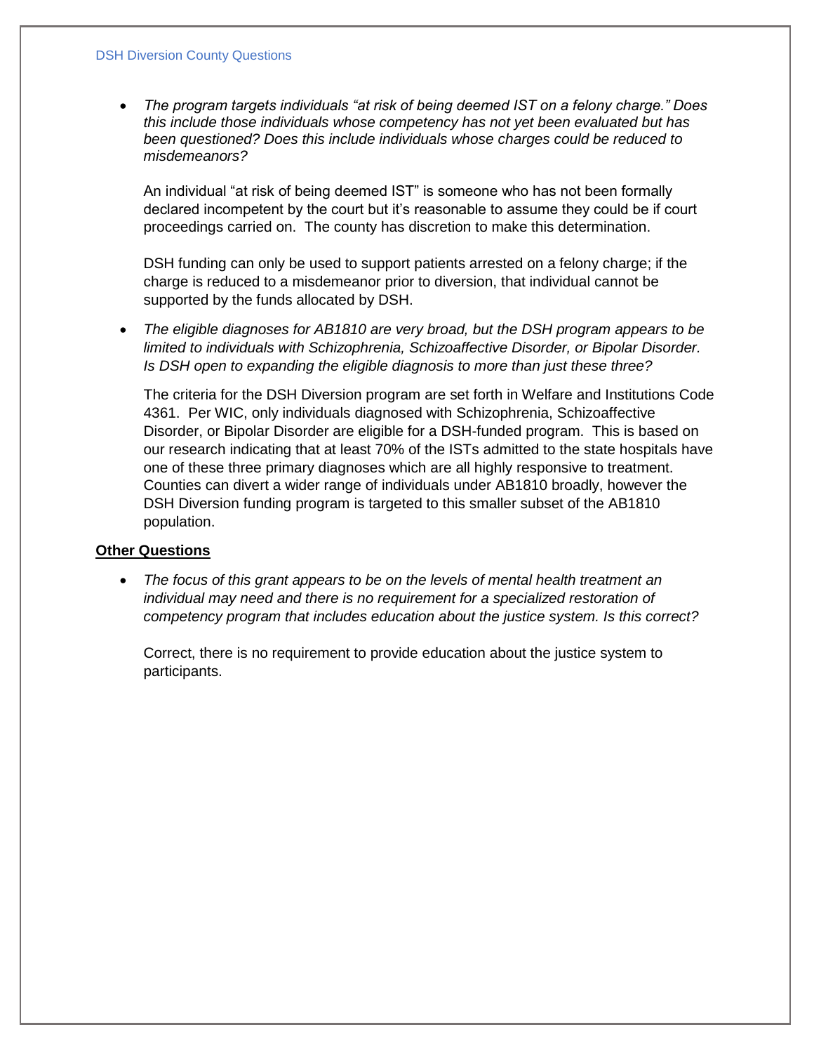- *The program targets individuals "at risk of being deemed IST on a felony charge." Does this include those individuals whose competency has not yet been evaluated but has been questioned? Does this include individuals whose charges could be reduced to misdemeanors?*

  An individual "at risk of being deemed IST" is someone who has not been formally declared incompetent by the court but it's reasonable to assume they could be if court proceedings carried on. The county has discretion to make this determination.

  DSH funding can only be used to support patients arrested on a felony charge; if the charge is reduced to a misdemeanor prior to diversion, that individual cannot be supported by the funds allocated by DSH.

- *The eligible diagnoses for AB1810 are very broad, but the DSH program appears to be limited to individuals with Schizophrenia, Schizoaffective Disorder, or Bipolar Disorder. Is DSH open to expanding the eligible diagnosis to more than just these three?*

  The criteria for the DSH Diversion program are set forth in Welfare and Institutions Code 4361. Per WIC, only individuals diagnosed with Schizophrenia, Schizoaffective Disorder, or Bipolar Disorder are eligible for a DSH-funded program. This is based on our research indicating that at least 70% of the ISTs admitted to the state hospitals have one of these three primary diagnoses which are all highly responsive to treatment. Counties can divert a wider range of individuals under AB1810 broadly, however the DSH Diversion funding program is targeted to this smaller subset of the AB1810 population.

**Other Questions**

- *The focus of this grant appears to be on the levels of mental health treatment an individual may need and there is no requirement for a specialized restoration of competency program that includes education about the justice system. Is this correct?*

  Correct, there is no requirement to provide education about the justice system to participants.